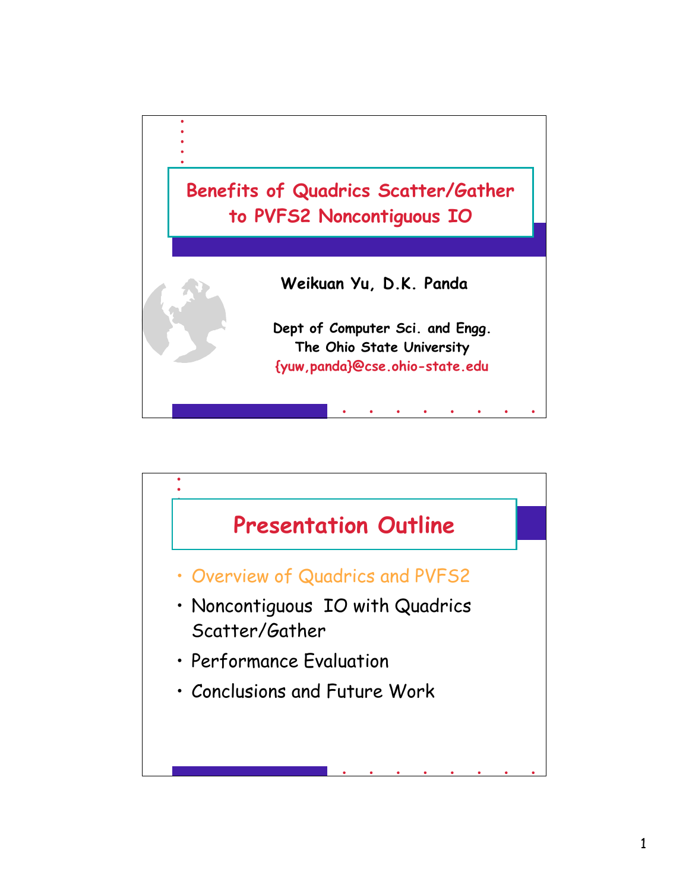# Benefits of Quadrics Scatter/Gather to PVFS2 Noncontiguous IO

**Weikuan Yu, D.K. Panda**

**Dept of Computer Sci. and Engg.**
**The Ohio State University**
**{yuw,panda}@cse.ohio-state.edu**

## Presentation Outline

- Overview of Quadrics and PVFS2
- Noncontiguous IO with Quadrics Scatter/Gather
- Performance Evaluation
- Conclusions and Future Work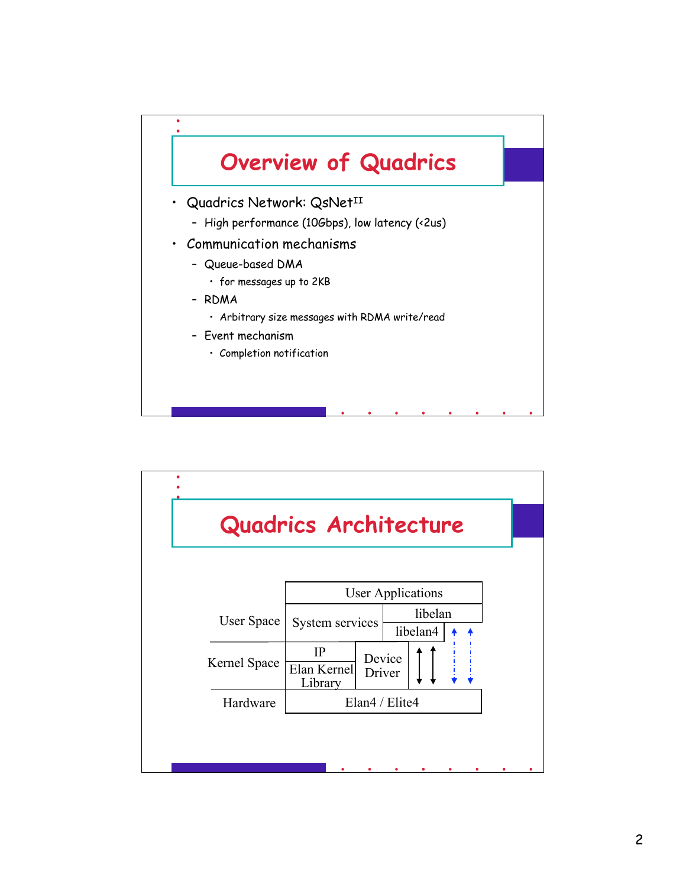# Overview of Quadrics

- Quadrics Network: QsNet$^{II}$
  - High performance (10Gbps), low latency (<2us)
- Communication mechanisms
  - Queue-based DMA
    - for messages up to 2KB
  - RDMA
    - Arbitrary size messages with RDMA write/read
  - Event mechanism
    - Completion notification

# Quadrics Architecture

| Layer | | | |
|---|---|---|---|
| User Space | User Applications | | |
| | System services | libelan | |
| | | libelan4 | |
| Kernel Space | IP | Device Driver | |
| | Elan Kernel Library | | |
| Hardware | Elan4 / Elite4 | | |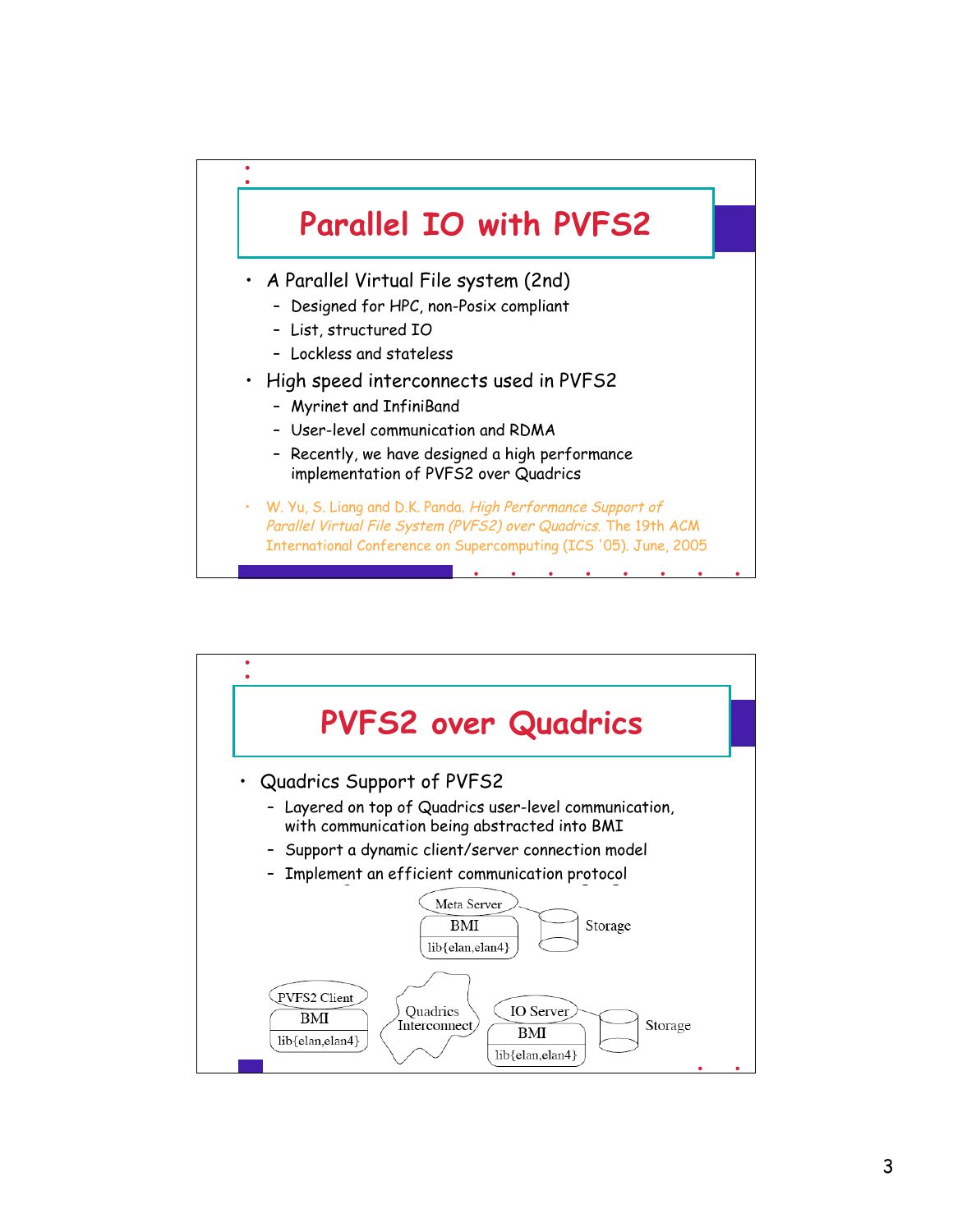## Parallel IO with PVFS2

- A Parallel Virtual File system (2nd)
  - Designed for HPC, non-Posix compliant
  - List, structured IO
  - Lockless and stateless
- High speed interconnects used in PVFS2
  - Myrinet and InfiniBand
  - User-level communication and RDMA
  - Recently, we have designed a high performance implementation of PVFS2 over Quadrics
- W. Yu, S. Liang and D.K. Panda. *High Performance Support of Parallel Virtual File System (PVFS2) over Quadrics*. The 19th ACM International Conference on Supercomputing (ICS '05). June, 2005

## PVFS2 over Quadrics

- Quadrics Support of PVFS2
  - Layered on top of Quadrics user-level communication, with communication being abstracted into BMI
  - Support a dynamic client/server connection model
  - Implement an efficient communication protocol

Meta Server | BMI | lib{elan,elan4} — Storage

PVFS2 Client | BMI | lib{elan,elan4} — Quadrics Interconnect — IO Server | BMI | lib{elan,elan4} — Storage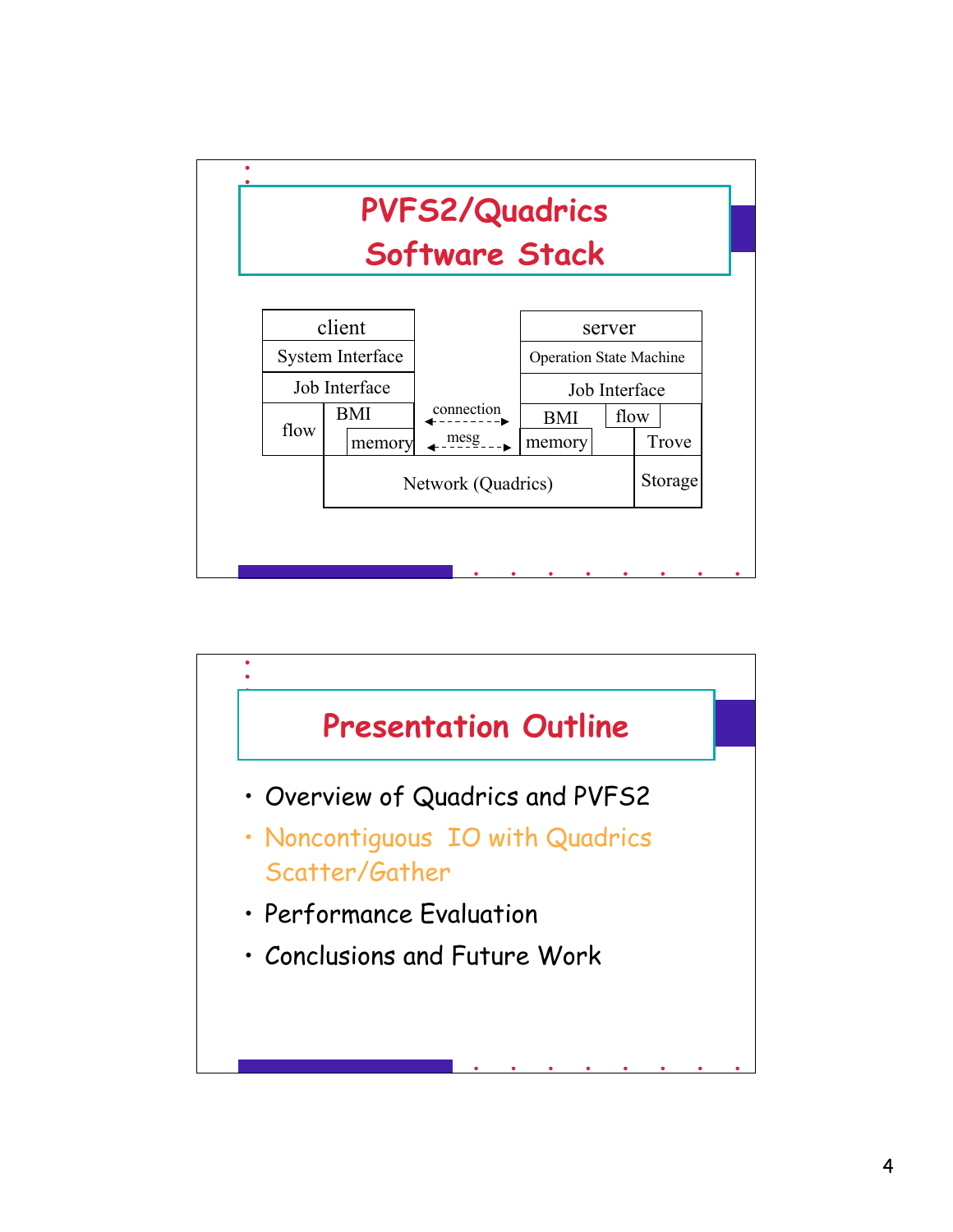# PVFS2/Quadrics Software Stack

| client | | | server | | |
|---|---|---|---|---|---|
| System Interface | | | Operation State Machine | | |
| Job Interface | | | Job Interface | | |
| flow | BMI | connection | BMI | flow | |
| | memory | mesg | memory | | Trove |
| | Network (Quadrics) | | | | Storage |

# Presentation Outline

- Overview of Quadrics and PVFS2
- Noncontiguous IO with Quadrics Scatter/Gather
- Performance Evaluation
- Conclusions and Future Work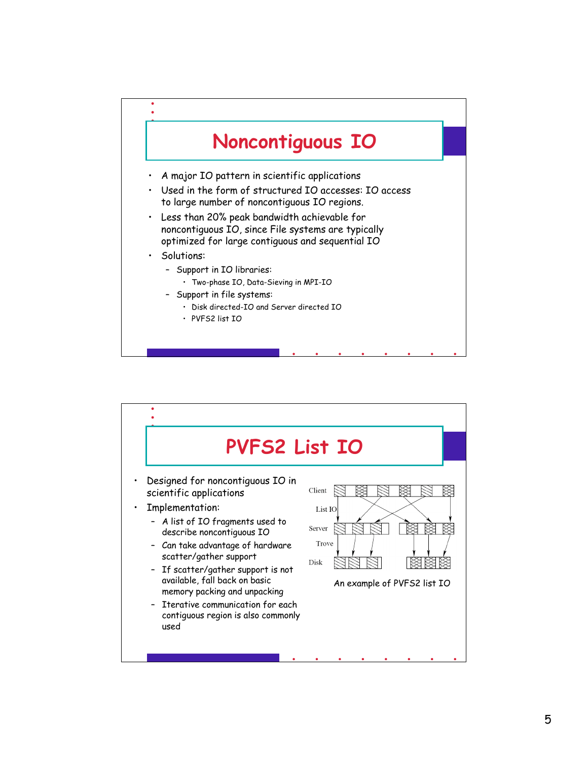# Noncontiguous IO

- A major IO pattern in scientific applications
- Used in the form of structured IO accesses: IO access to large number of noncontiguous IO regions.
- Less than 20% peak bandwidth achievable for noncontiguous IO, since File systems are typically optimized for large contiguous and sequential IO
- Solutions:
  - Support in IO libraries:
    - Two-phase IO, Data-Sieving in MPI-IO
  - Support in file systems:
    - Disk directed-IO and Server directed IO
    - PVFS2 list IO

# PVFS2 List IO

- Designed for noncontiguous IO in scientific applications
- Implementation:
  - A list of IO fragments used to describe noncontiguous IO
  - Can take advantage of hardware scatter/gather support
  - If scatter/gather support is not available, fall back on basic memory packing and unpacking
  - Iterative communication for each contiguous region is also commonly used

Client

List IO

Server

Trove

Disk

An example of PVFS2 list IO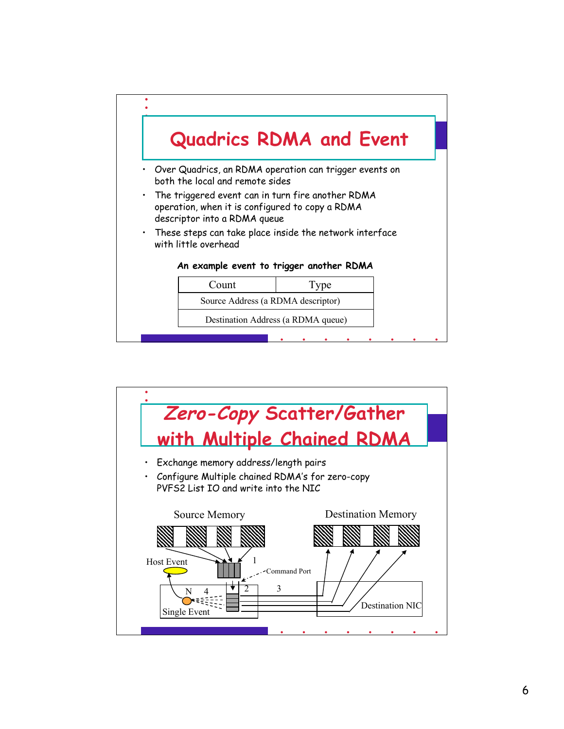## Quadrics RDMA and Event

- Over Quadrics, an RDMA operation can trigger events on both the local and remote sides
- The triggered event can in turn fire another RDMA operation, when it is configured to copy a RDMA descriptor into a RDMA queue
- These steps can take place inside the network interface with little overhead

**An example event to trigger another RDMA**

| Count | Type |
|---|---|
| Source Address (a RDMA descriptor) | |
| Destination Address (a RDMA queue) | |

## *Zero-Copy Scatter/Gather with Multiple Chained RDMA*

- Exchange memory address/length pairs
- Configure Multiple chained RDMA's for zero-copy PVFS2 List IO and write into the NIC

Source Memory

Destination Memory

Host Event

1

Command Port

N 4

2

3

Single Event

Destination NIC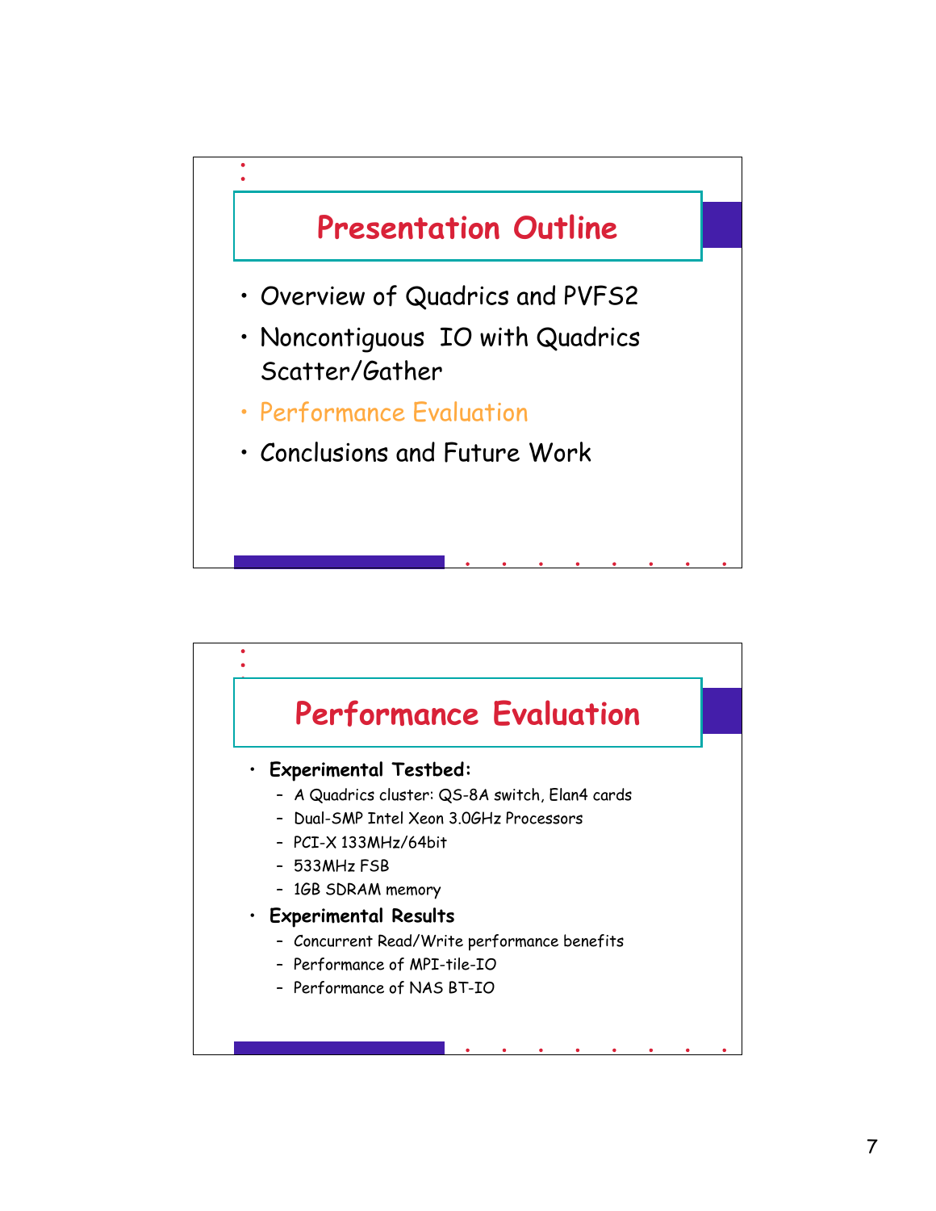## Presentation Outline

- Overview of Quadrics and PVFS2
- Noncontiguous IO with Quadrics Scatter/Gather
- Performance Evaluation
- Conclusions and Future Work

## Performance Evaluation

- **Experimental Testbed:**
  - A Quadrics cluster: QS-8A switch, Elan4 cards
  - Dual-SMP Intel Xeon 3.0GHz Processors
  - PCI-X 133MHz/64bit
  - 533MHz FSB
  - 1GB SDRAM memory
- **Experimental Results**
  - Concurrent Read/Write performance benefits
  - Performance of MPI-tile-IO
  - Performance of NAS BT-IO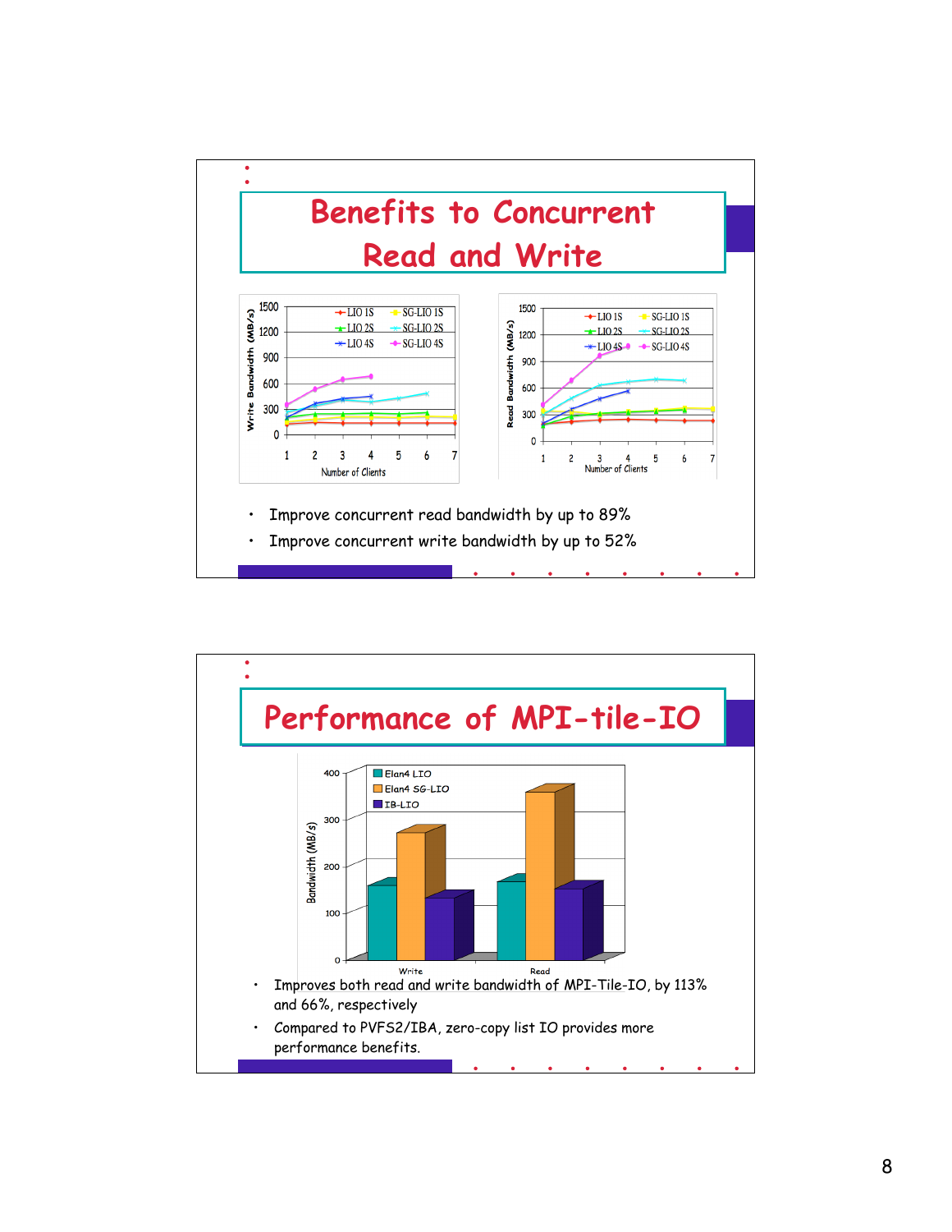# Benefits to Concurrent Read and Write

- Improve concurrent read bandwidth by up to 89%
- Improve concurrent write bandwidth by up to 52%

# Performance of MPI-tile-IO

- Improves both read and write bandwidth of MPI-Tile-IO, by 113% and 66%, respectively
- Compared to PVFS2/IBA, zero-copy list IO provides more performance benefits.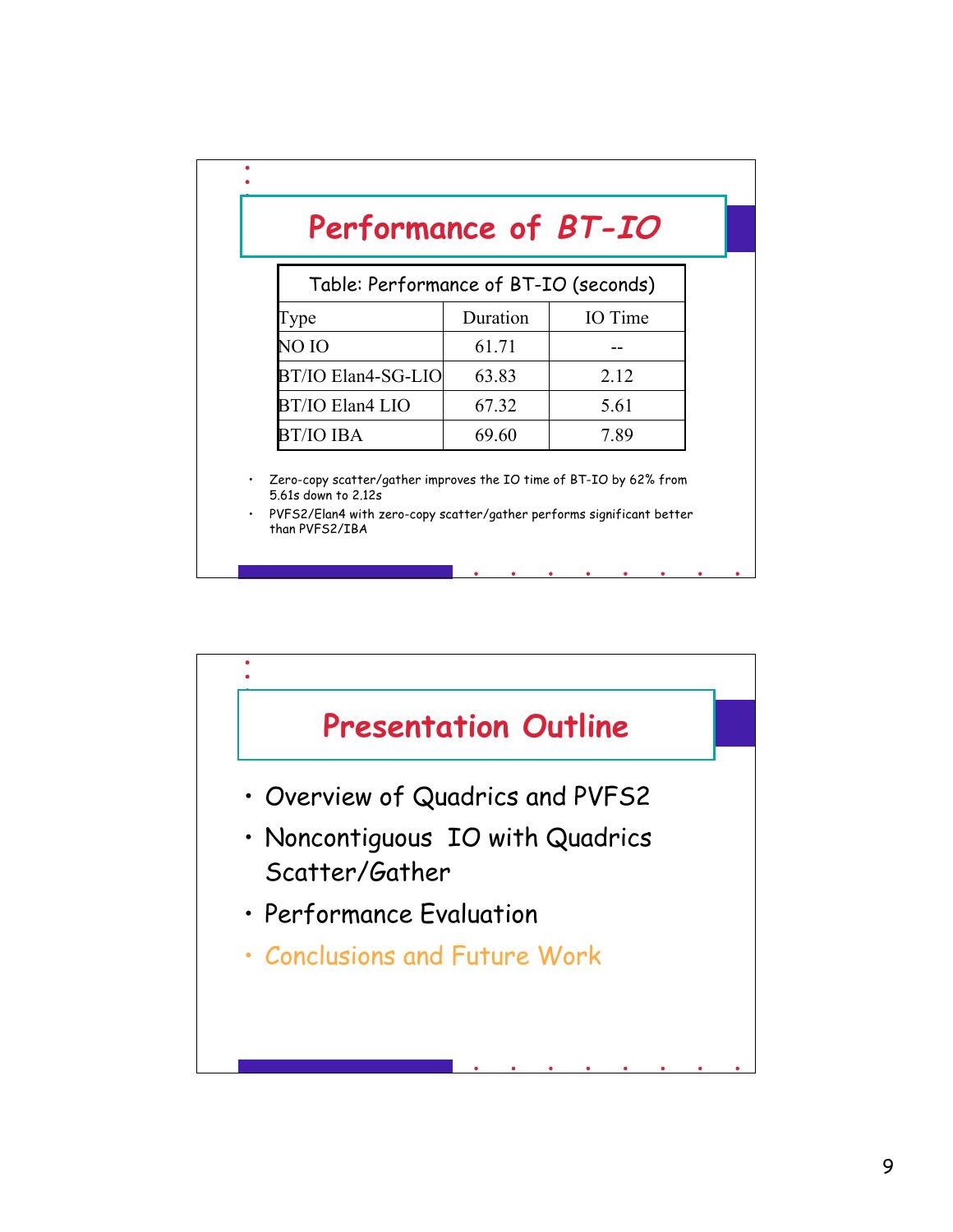## Performance of *BT-IO*

| Table: Performance of BT-IO (seconds) | | |
|---|---|---|
| Type | Duration | IO Time |
| NO IO | 61.71 | -- |
| BT/IO Elan4-SG-LIO | 63.83 | 2.12 |
| BT/IO Elan4 LIO | 67.32 | 5.61 |
| BT/IO IBA | 69.60 | 7.89 |

- Zero-copy scatter/gather improves the IO time of BT-IO by 62% from 5.61s down to 2.12s
- PVFS2/Elan4 with zero-copy scatter/gather performs significant better than PVFS2/IBA

## Presentation Outline

- Overview of Quadrics and PVFS2
- Noncontiguous IO with Quadrics Scatter/Gather
- Performance Evaluation
- Conclusions and Future Work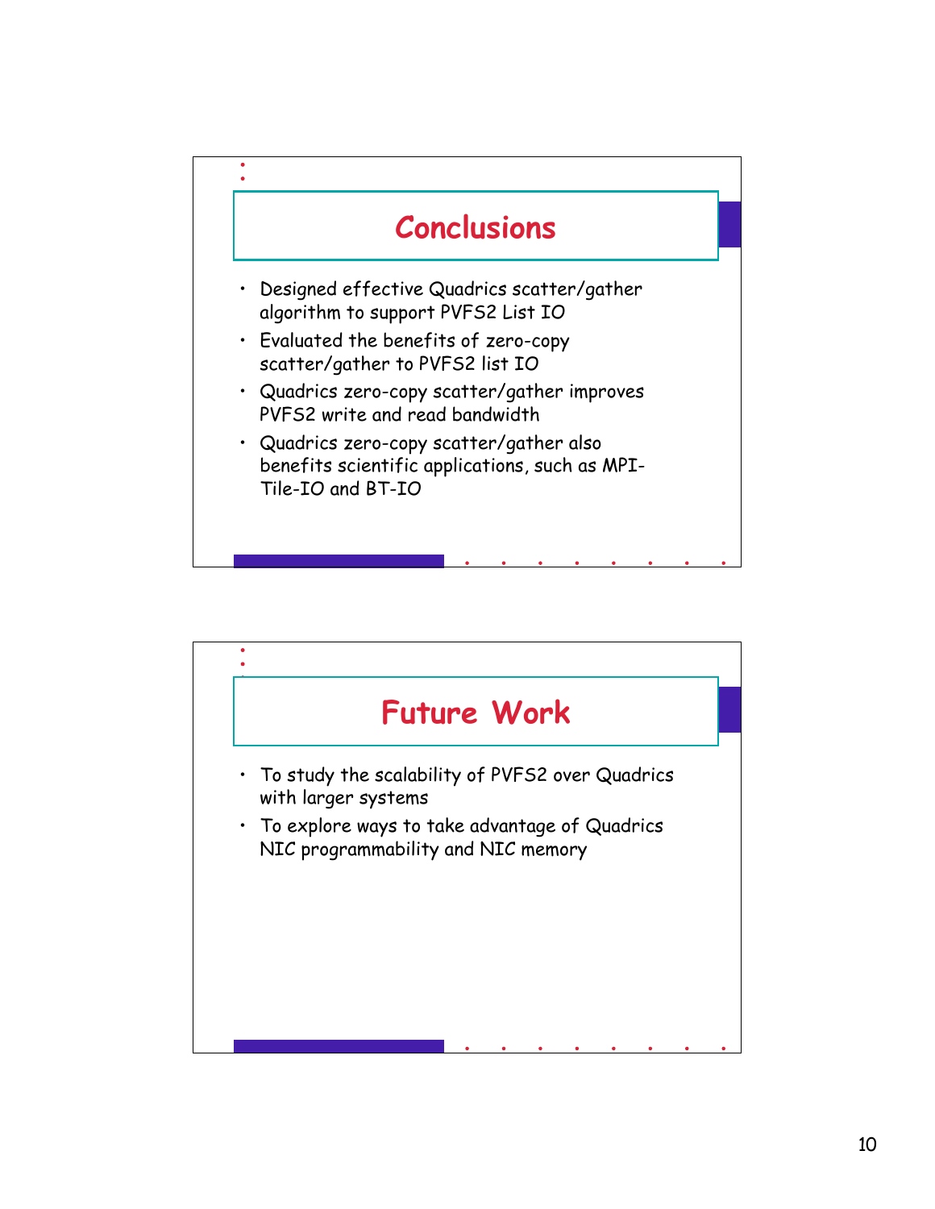## Conclusions

- Designed effective Quadrics scatter/gather algorithm to support PVFS2 List IO
- Evaluated the benefits of zero-copy scatter/gather to PVFS2 list IO
- Quadrics zero-copy scatter/gather improves PVFS2 write and read bandwidth
- Quadrics zero-copy scatter/gather also benefits scientific applications, such as MPI-Tile-IO and BT-IO

## Future Work

- To study the scalability of PVFS2 over Quadrics with larger systems
- To explore ways to take advantage of Quadrics NIC programmability and NIC memory